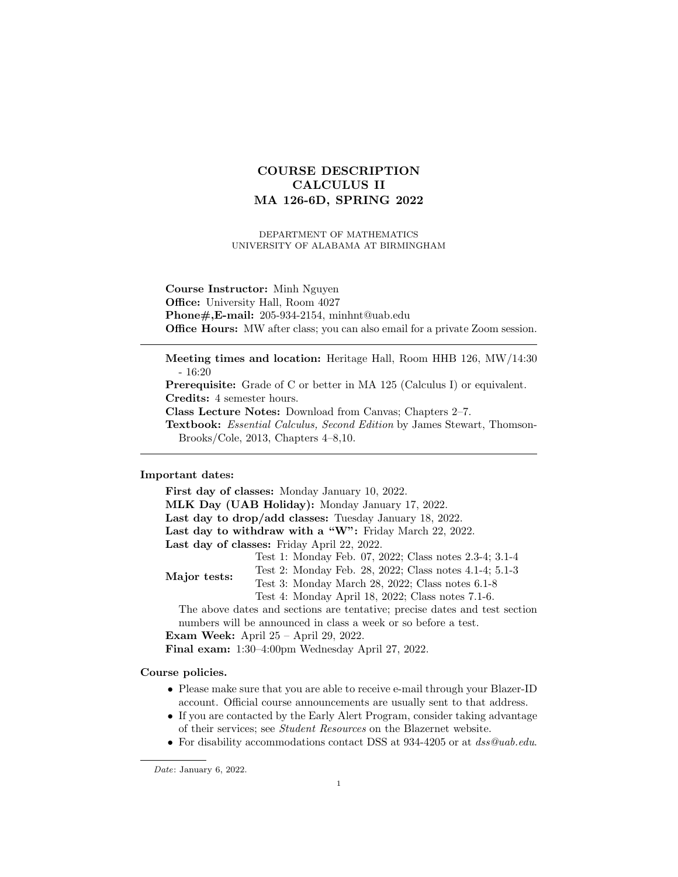# COURSE DESCRIPTION
# CALCULUS II
# MA 126-6D, SPRING 2022

DEPARTMENT OF MATHEMATICS
UNIVERSITY OF ALABAMA AT BIRMINGHAM

**Course Instructor:** Minh Nguyen
**Office:** University Hall, Room 4027
**Phone#,E-mail:** 205-934-2154, minhnt@uab.edu
**Office Hours:** MW after class; you can also email for a private Zoom session.

---

**Meeting times and location:** Heritage Hall, Room HHB 126, MW/14:30 - 16:20
**Prerequisite:** Grade of C or better in MA 125 (Calculus I) or equivalent.
**Credits:** 4 semester hours.
**Class Lecture Notes:** Download from Canvas; Chapters 2–7.
**Textbook:** *Essential Calculus, Second Edition* by James Stewart, Thomson-Brooks/Cole, 2013, Chapters 4–8,10.

---

**Important dates:**

**First day of classes:** Monday January 10, 2022.
**MLK Day (UAB Holiday):** Monday January 17, 2022.
**Last day to drop/add classes:** Tuesday January 18, 2022.
**Last day to withdraw with a "W":** Friday March 22, 2022.
**Last day of classes:** Friday April 22, 2022.
**Major tests:**
Test 1: Monday Feb. 07, 2022; Class notes 2.3-4; 3.1-4
Test 2: Monday Feb. 28, 2022; Class notes 4.1-4; 5.1-3
Test 3: Monday March 28, 2022; Class notes 6.1-8
Test 4: Monday April 18, 2022; Class notes 7.1-6.

The above dates and sections are tentative; precise dates and test section numbers will be announced in class a week or so before a test.
**Exam Week:** April 25 – April 29, 2022.
**Final exam:** 1:30–4:00pm Wednesday April 27, 2022.

**Course policies.**

- Please make sure that you are able to receive e-mail through your Blazer-ID account. Official course announcements are usually sent to that address.
- If you are contacted by the Early Alert Program, consider taking advantage of their services; see *Student Resources* on the Blazernet website.
- For disability accommodations contact DSS at 934-4205 or at *dss@uab.edu*.

*Date*: January 6, 2022.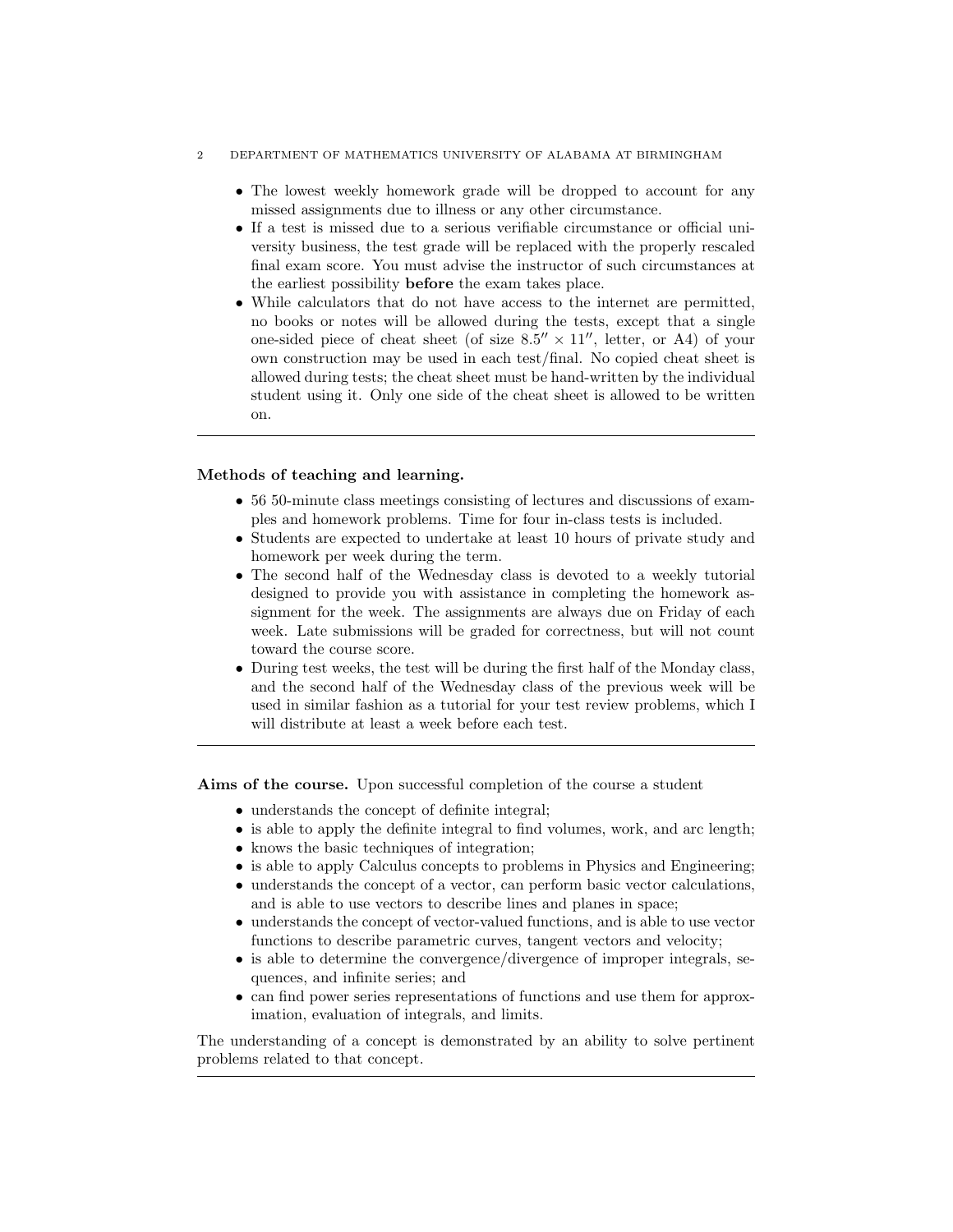- The lowest weekly homework grade will be dropped to account for any missed assignments due to illness or any other circumstance.
- If a test is missed due to a serious verifiable circumstance or official university business, the test grade will be replaced with the properly rescaled final exam score. You must advise the instructor of such circumstances at the earliest possibility **before** the exam takes place.
- While calculators that do not have access to the internet are permitted, no books or notes will be allowed during the tests, except that a single one-sided piece of cheat sheet (of size $8.5'' \times 11''$, letter, or A4) of your own construction may be used in each test/final. No copied cheat sheet is allowed during tests; the cheat sheet must be hand-written by the individual student using it. Only one side of the cheat sheet is allowed to be written on.

---

**Methods of teaching and learning.**

- 56 50-minute class meetings consisting of lectures and discussions of examples and homework problems. Time for four in-class tests is included.
- Students are expected to undertake at least 10 hours of private study and homework per week during the term.
- The second half of the Wednesday class is devoted to a weekly tutorial designed to provide you with assistance in completing the homework assignment for the week. The assignments are always due on Friday of each week. Late submissions will be graded for correctness, but will not count toward the course score.
- During test weeks, the test will be during the first half of the Monday class, and the second half of the Wednesday class of the previous week will be used in similar fashion as a tutorial for your test review problems, which I will distribute at least a week before each test.

---

**Aims of the course.** Upon successful completion of the course a student

- understands the concept of definite integral;
- is able to apply the definite integral to find volumes, work, and arc length;
- knows the basic techniques of integration;
- is able to apply Calculus concepts to problems in Physics and Engineering;
- understands the concept of a vector, can perform basic vector calculations, and is able to use vectors to describe lines and planes in space;
- understands the concept of vector-valued functions, and is able to use vector functions to describe parametric curves, tangent vectors and velocity;
- is able to determine the convergence/divergence of improper integrals, sequences, and infinite series; and
- can find power series representations of functions and use them for approximation, evaluation of integrals, and limits.

The understanding of a concept is demonstrated by an ability to solve pertinent problems related to that concept.

---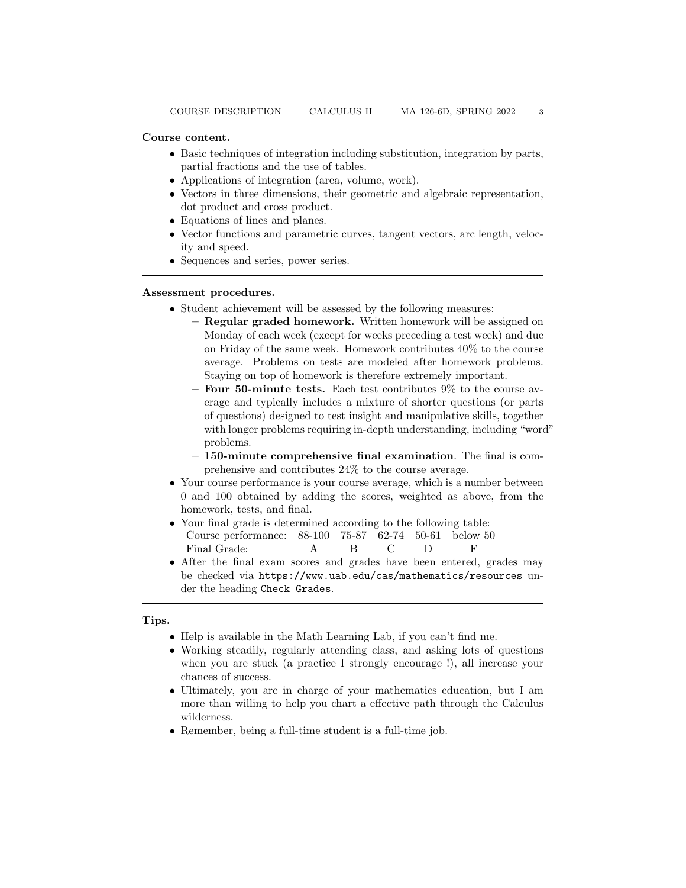**Course content.**

- Basic techniques of integration including substitution, integration by parts, partial fractions and the use of tables.
- Applications of integration (area, volume, work).
- Vectors in three dimensions, their geometric and algebraic representation, dot product and cross product.
- Equations of lines and planes.
- Vector functions and parametric curves, tangent vectors, arc length, velocity and speed.
- Sequences and series, power series.

---

**Assessment procedures.**

- Student achievement will be assessed by the following measures:
  - **Regular graded homework.** Written homework will be assigned on Monday of each week (except for weeks preceding a test week) and due on Friday of the same week. Homework contributes 40% to the course average. Problems on tests are modeled after homework problems. Staying on top of homework is therefore extremely important.
  - **Four 50-minute tests.** Each test contributes 9% to the course average and typically includes a mixture of shorter questions (or parts of questions) designed to test insight and manipulative skills, together with longer problems requiring in-depth understanding, including "word" problems.
  - **150-minute comprehensive final examination**. The final is comprehensive and contributes 24% to the course average.
- Your course performance is your course average, which is a number between 0 and 100 obtained by adding the scores, weighted as above, from the homework, tests, and final.
- Your final grade is determined according to the following table:

| Course performance: | 88-100 | 75-87 | 62-74 | 50-61 | below 50 |
|---|---|---|---|---|---|
| Final Grade: | A | B | C | D | F |

- After the final exam scores and grades have been entered, grades may be checked via `https://www.uab.edu/cas/mathematics/resources` under the heading `Check Grades`.

---

**Tips.**

- Help is available in the Math Learning Lab, if you can't find me.
- Working steadily, regularly attending class, and asking lots of questions when you are stuck (a practice I strongly encourage !), all increase your chances of success.
- Ultimately, you are in charge of your mathematics education, but I am more than willing to help you chart a effective path through the Calculus wilderness.
- Remember, being a full-time student is a full-time job.

---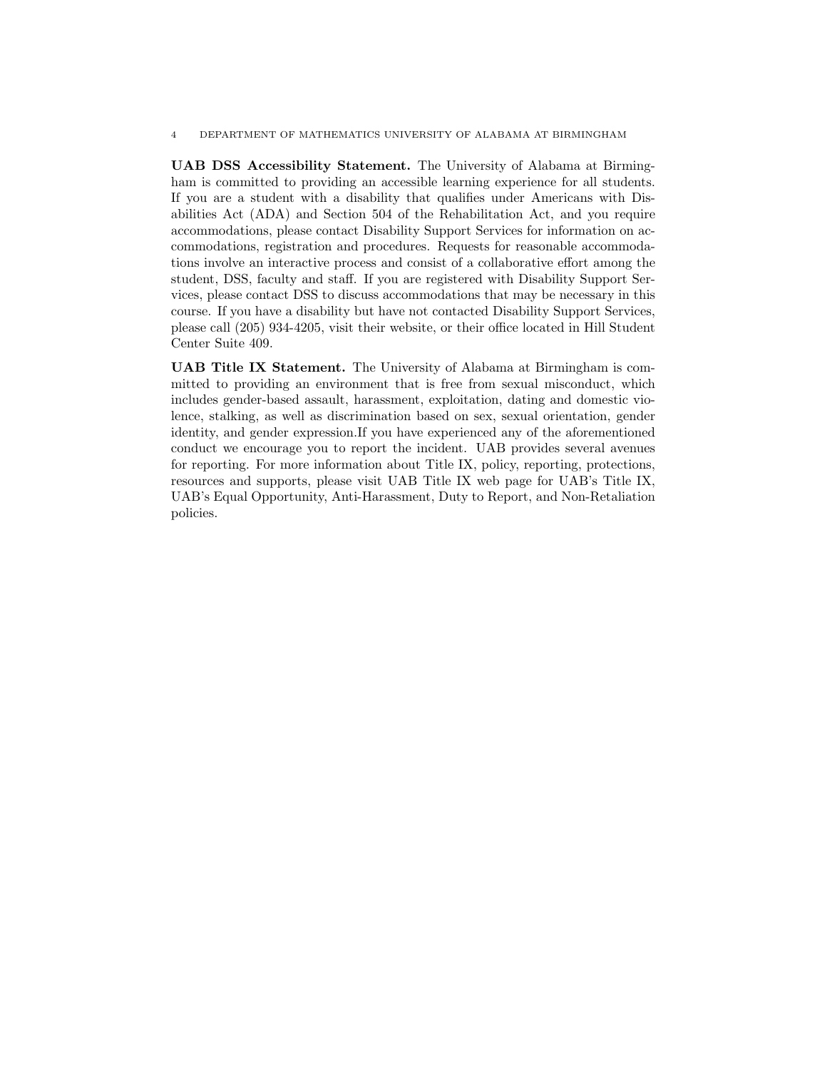**UAB DSS Accessibility Statement.** The University of Alabama at Birmingham is committed to providing an accessible learning experience for all students. If you are a student with a disability that qualifies under Americans with Disabilities Act (ADA) and Section 504 of the Rehabilitation Act, and you require accommodations, please contact Disability Support Services for information on accommodations, registration and procedures. Requests for reasonable accommodations involve an interactive process and consist of a collaborative effort among the student, DSS, faculty and staff. If you are registered with Disability Support Services, please contact DSS to discuss accommodations that may be necessary in this course. If you have a disability but have not contacted Disability Support Services, please call (205) 934-4205, visit their website, or their office located in Hill Student Center Suite 409.

**UAB Title IX Statement.** The University of Alabama at Birmingham is committed to providing an environment that is free from sexual misconduct, which includes gender-based assault, harassment, exploitation, dating and domestic violence, stalking, as well as discrimination based on sex, sexual orientation, gender identity, and gender expression.If you have experienced any of the aforementioned conduct we encourage you to report the incident. UAB provides several avenues for reporting. For more information about Title IX, policy, reporting, protections, resources and supports, please visit UAB Title IX web page for UAB's Title IX, UAB's Equal Opportunity, Anti-Harassment, Duty to Report, and Non-Retaliation policies.